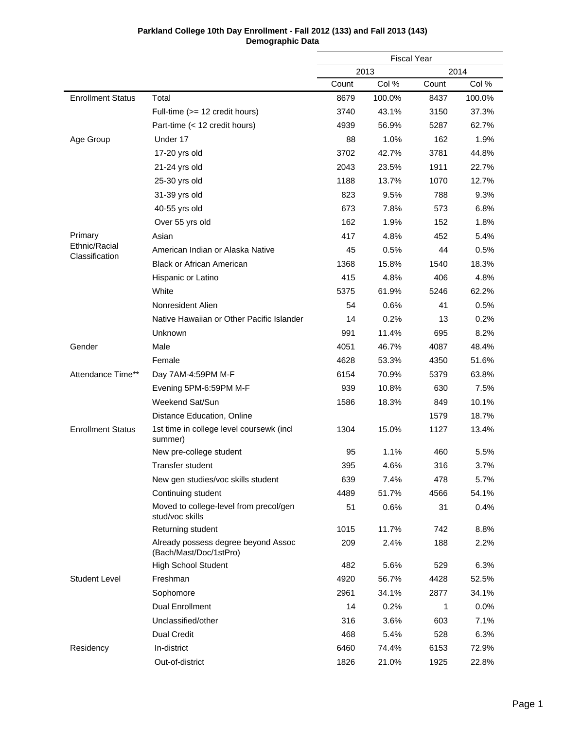**Parkland College 10th Day Enrollment - Fall 2012 (133) and Fall 2013 (143)**
**Demographic Data**

| | | Fiscal Year | | | |
|---|---|---|---|---|---|
| | | 2013 | | 2014 | |
| | | Count | Col % | Count | Col % |
| Enrollment Status | Total | 8679 | 100.0% | 8437 | 100.0% |
| | Full-time (>= 12 credit hours) | 3740 | 43.1% | 3150 | 37.3% |
| | Part-time (< 12 credit hours) | 4939 | 56.9% | 5287 | 62.7% |
| Age Group | Under 17 | 88 | 1.0% | 162 | 1.9% |
| | 17-20 yrs old | 3702 | 42.7% | 3781 | 44.8% |
| | 21-24 yrs old | 2043 | 23.5% | 1911 | 22.7% |
| | 25-30 yrs old | 1188 | 13.7% | 1070 | 12.7% |
| | 31-39 yrs old | 823 | 9.5% | 788 | 9.3% |
| | 40-55 yrs old | 673 | 7.8% | 573 | 6.8% |
| | Over 55 yrs old | 162 | 1.9% | 152 | 1.8% |
| Primary Ethnic/Racial Classification | Asian | 417 | 4.8% | 452 | 5.4% |
| | American Indian or Alaska Native | 45 | 0.5% | 44 | 0.5% |
| | Black or African American | 1368 | 15.8% | 1540 | 18.3% |
| | Hispanic or Latino | 415 | 4.8% | 406 | 4.8% |
| | White | 5375 | 61.9% | 5246 | 62.2% |
| | Nonresident Alien | 54 | 0.6% | 41 | 0.5% |
| | Native Hawaiian or Other Pacific Islander | 14 | 0.2% | 13 | 0.2% |
| | Unknown | 991 | 11.4% | 695 | 8.2% |
| Gender | Male | 4051 | 46.7% | 4087 | 48.4% |
| | Female | 4628 | 53.3% | 4350 | 51.6% |
| Attendance Time** | Day 7AM-4:59PM M-F | 6154 | 70.9% | 5379 | 63.8% |
| | Evening 5PM-6:59PM M-F | 939 | 10.8% | 630 | 7.5% |
| | Weekend Sat/Sun | 1586 | 18.3% | 849 | 10.1% |
| | Distance Education, Online | | | 1579 | 18.7% |
| Enrollment Status | 1st time in college level coursewk (incl summer) | 1304 | 15.0% | 1127 | 13.4% |
| | New pre-college student | 95 | 1.1% | 460 | 5.5% |
| | Transfer student | 395 | 4.6% | 316 | 3.7% |
| | New gen studies/voc skills student | 639 | 7.4% | 478 | 5.7% |
| | Continuing student | 4489 | 51.7% | 4566 | 54.1% |
| | Moved to college-level from precol/gen stud/voc skills | 51 | 0.6% | 31 | 0.4% |
| | Returning student | 1015 | 11.7% | 742 | 8.8% |
| | Already possess degree beyond Assoc (Bach/Mast/Doc/1stPro) | 209 | 2.4% | 188 | 2.2% |
| | High School Student | 482 | 5.6% | 529 | 6.3% |
| Student Level | Freshman | 4920 | 56.7% | 4428 | 52.5% |
| | Sophomore | 2961 | 34.1% | 2877 | 34.1% |
| | Dual Enrollment | 14 | 0.2% | 1 | 0.0% |
| | Unclassified/other | 316 | 3.6% | 603 | 7.1% |
| | Dual Credit | 468 | 5.4% | 528 | 6.3% |
| Residency | In-district | 6460 | 74.4% | 6153 | 72.9% |
| | Out-of-district | 1826 | 21.0% | 1925 | 22.8% |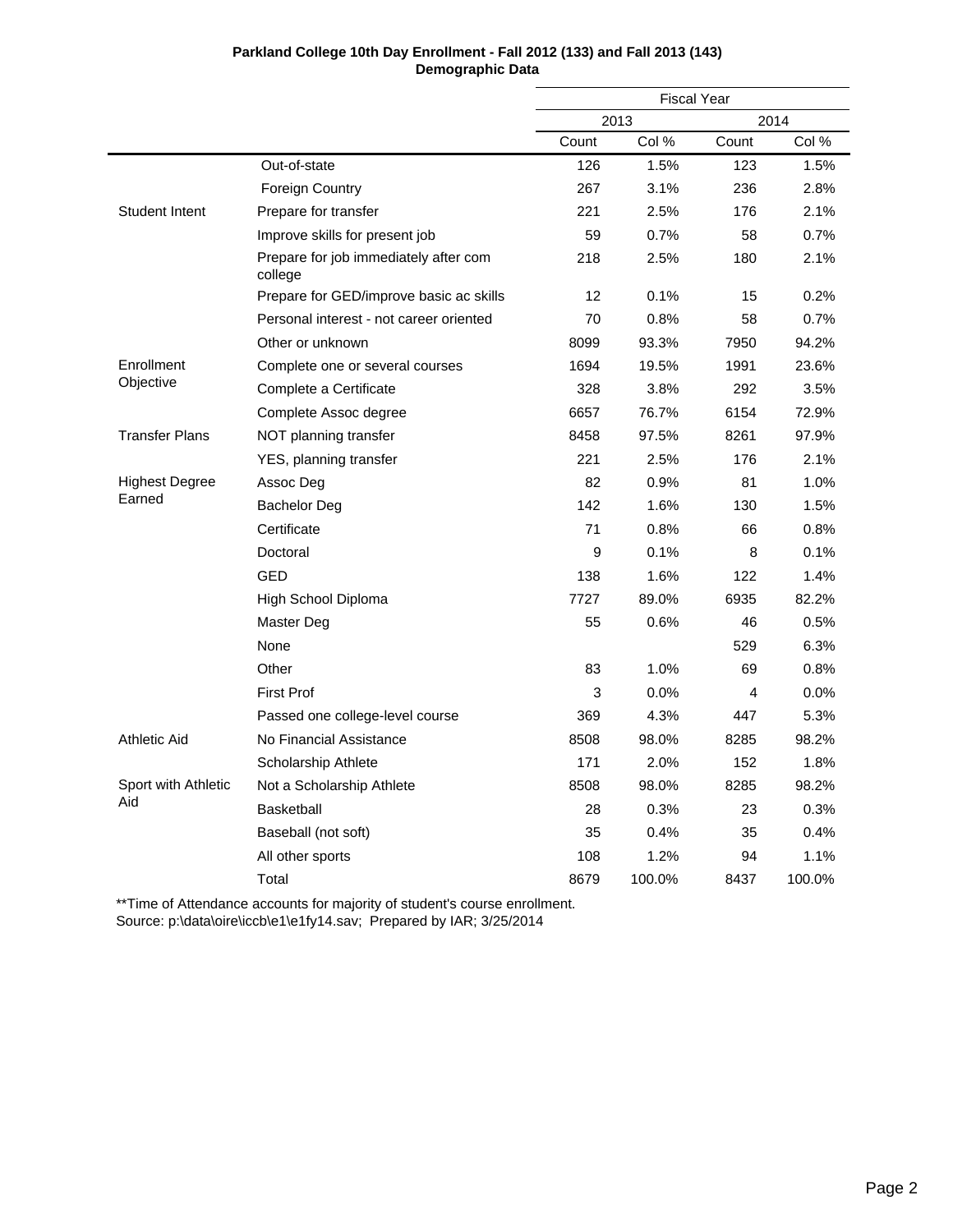**Parkland College 10th Day Enrollment - Fall 2012 (133) and Fall 2013 (143)**
**Demographic Data**

| | | Fiscal Year | | | |
|---|---|---|---|---|---|
| | | 2013 | | 2014 | |
| | | Count | Col % | Count | Col % |
| | Out-of-state | 126 | 1.5% | 123 | 1.5% |
| | Foreign Country | 267 | 3.1% | 236 | 2.8% |
| Student Intent | Prepare for transfer | 221 | 2.5% | 176 | 2.1% |
| | Improve skills for present job | 59 | 0.7% | 58 | 0.7% |
| | Prepare for job immediately after com college | 218 | 2.5% | 180 | 2.1% |
| | Prepare for GED/improve basic ac skills | 12 | 0.1% | 15 | 0.2% |
| | Personal interest - not career oriented | 70 | 0.8% | 58 | 0.7% |
| | Other or unknown | 8099 | 93.3% | 7950 | 94.2% |
| Enrollment Objective | Complete one or several courses | 1694 | 19.5% | 1991 | 23.6% |
| | Complete a Certificate | 328 | 3.8% | 292 | 3.5% |
| | Complete Assoc degree | 6657 | 76.7% | 6154 | 72.9% |
| Transfer Plans | NOT planning transfer | 8458 | 97.5% | 8261 | 97.9% |
| | YES, planning transfer | 221 | 2.5% | 176 | 2.1% |
| Highest Degree Earned | Assoc Deg | 82 | 0.9% | 81 | 1.0% |
| | Bachelor Deg | 142 | 1.6% | 130 | 1.5% |
| | Certificate | 71 | 0.8% | 66 | 0.8% |
| | Doctoral | 9 | 0.1% | 8 | 0.1% |
| | GED | 138 | 1.6% | 122 | 1.4% |
| | High School Diploma | 7727 | 89.0% | 6935 | 82.2% |
| | Master Deg | 55 | 0.6% | 46 | 0.5% |
| | None | | | 529 | 6.3% |
| | Other | 83 | 1.0% | 69 | 0.8% |
| | First Prof | 3 | 0.0% | 4 | 0.0% |
| | Passed one college-level course | 369 | 4.3% | 447 | 5.3% |
| Athletic Aid | No Financial Assistance | 8508 | 98.0% | 8285 | 98.2% |
| | Scholarship Athlete | 171 | 2.0% | 152 | 1.8% |
| Sport with Athletic Aid | Not a Scholarship Athlete | 8508 | 98.0% | 8285 | 98.2% |
| | Basketball | 28 | 0.3% | 23 | 0.3% |
| | Baseball (not soft) | 35 | 0.4% | 35 | 0.4% |
| | All other sports | 108 | 1.2% | 94 | 1.1% |
| | Total | 8679 | 100.0% | 8437 | 100.0% |

**Time of Attendance accounts for majority of student's course enrollment.
Source: p:\data\oire\iccb\e1\e1fy14.sav; Prepared by IAR; 3/25/2014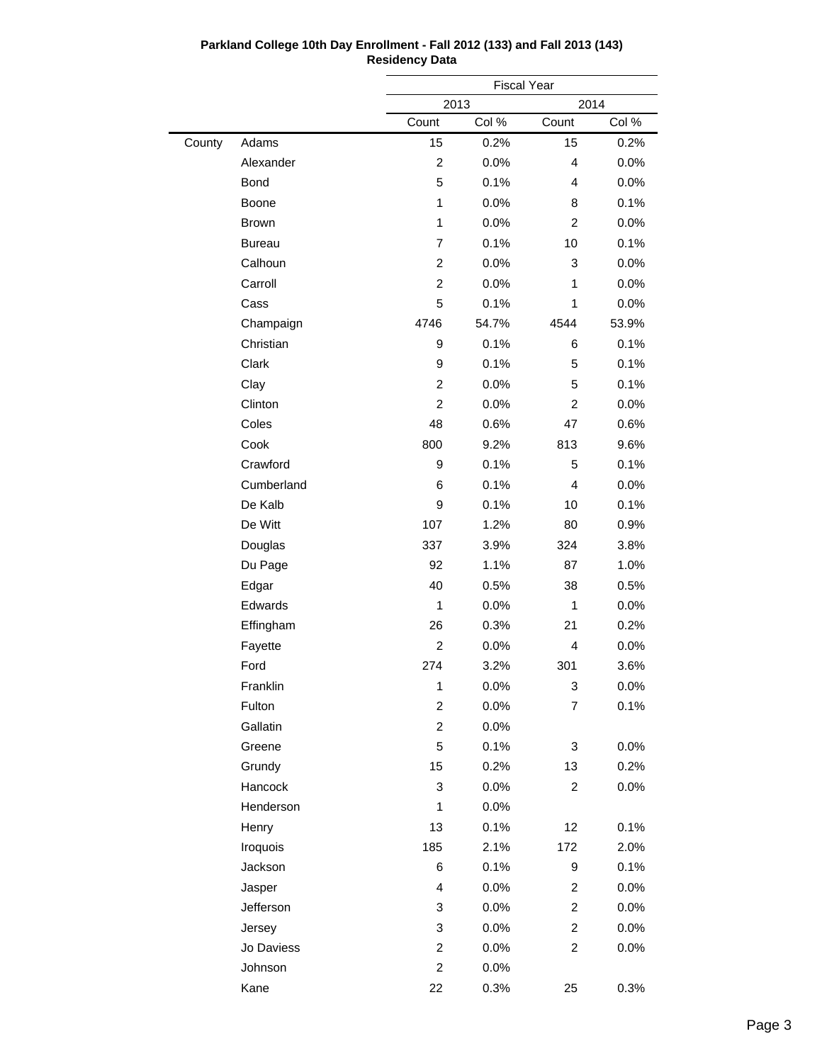**Parkland College 10th Day Enrollment - Fall 2012 (133) and Fall 2013 (143)**
**Residency Data**

| | | Fiscal Year | | | |
|---|---|---|---|---|---|
| | | 2013 | | 2014 | |
| | | Count | Col % | Count | Col % |
| County | Adams | 15 | 0.2% | 15 | 0.2% |
| | Alexander | 2 | 0.0% | 4 | 0.0% |
| | Bond | 5 | 0.1% | 4 | 0.0% |
| | Boone | 1 | 0.0% | 8 | 0.1% |
| | Brown | 1 | 0.0% | 2 | 0.0% |
| | Bureau | 7 | 0.1% | 10 | 0.1% |
| | Calhoun | 2 | 0.0% | 3 | 0.0% |
| | Carroll | 2 | 0.0% | 1 | 0.0% |
| | Cass | 5 | 0.1% | 1 | 0.0% |
| | Champaign | 4746 | 54.7% | 4544 | 53.9% |
| | Christian | 9 | 0.1% | 6 | 0.1% |
| | Clark | 9 | 0.1% | 5 | 0.1% |
| | Clay | 2 | 0.0% | 5 | 0.1% |
| | Clinton | 2 | 0.0% | 2 | 0.0% |
| | Coles | 48 | 0.6% | 47 | 0.6% |
| | Cook | 800 | 9.2% | 813 | 9.6% |
| | Crawford | 9 | 0.1% | 5 | 0.1% |
| | Cumberland | 6 | 0.1% | 4 | 0.0% |
| | De Kalb | 9 | 0.1% | 10 | 0.1% |
| | De Witt | 107 | 1.2% | 80 | 0.9% |
| | Douglas | 337 | 3.9% | 324 | 3.8% |
| | Du Page | 92 | 1.1% | 87 | 1.0% |
| | Edgar | 40 | 0.5% | 38 | 0.5% |
| | Edwards | 1 | 0.0% | 1 | 0.0% |
| | Effingham | 26 | 0.3% | 21 | 0.2% |
| | Fayette | 2 | 0.0% | 4 | 0.0% |
| | Ford | 274 | 3.2% | 301 | 3.6% |
| | Franklin | 1 | 0.0% | 3 | 0.0% |
| | Fulton | 2 | 0.0% | 7 | 0.1% |
| | Gallatin | 2 | 0.0% | | |
| | Greene | 5 | 0.1% | 3 | 0.0% |
| | Grundy | 15 | 0.2% | 13 | 0.2% |
| | Hancock | 3 | 0.0% | 2 | 0.0% |
| | Henderson | 1 | 0.0% | | |
| | Henry | 13 | 0.1% | 12 | 0.1% |
| | Iroquois | 185 | 2.1% | 172 | 2.0% |
| | Jackson | 6 | 0.1% | 9 | 0.1% |
| | Jasper | 4 | 0.0% | 2 | 0.0% |
| | Jefferson | 3 | 0.0% | 2 | 0.0% |
| | Jersey | 3 | 0.0% | 2 | 0.0% |
| | Jo Daviess | 2 | 0.0% | 2 | 0.0% |
| | Johnson | 2 | 0.0% | | |
| | Kane | 22 | 0.3% | 25 | 0.3% |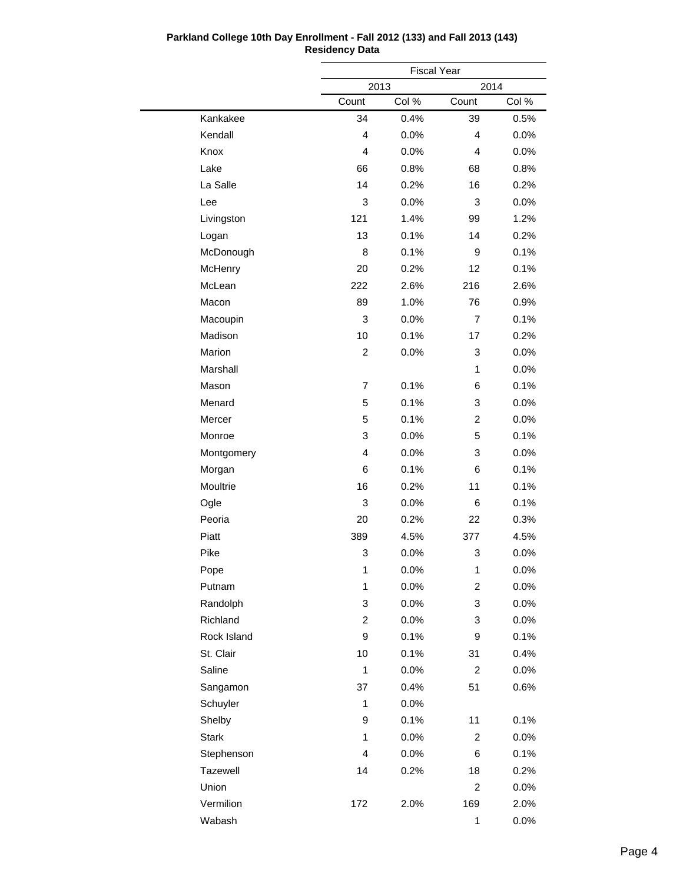**Parkland College 10th Day Enrollment - Fall 2012 (133) and Fall 2013 (143)**
**Residency Data**

| | Fiscal Year | | | |
|---|---|---|---|---|
| | 2013 | | 2014 | |
| | Count | Col % | Count | Col % |
| Kankakee | 34 | 0.4% | 39 | 0.5% |
| Kendall | 4 | 0.0% | 4 | 0.0% |
| Knox | 4 | 0.0% | 4 | 0.0% |
| Lake | 66 | 0.8% | 68 | 0.8% |
| La Salle | 14 | 0.2% | 16 | 0.2% |
| Lee | 3 | 0.0% | 3 | 0.0% |
| Livingston | 121 | 1.4% | 99 | 1.2% |
| Logan | 13 | 0.1% | 14 | 0.2% |
| McDonough | 8 | 0.1% | 9 | 0.1% |
| McHenry | 20 | 0.2% | 12 | 0.1% |
| McLean | 222 | 2.6% | 216 | 2.6% |
| Macon | 89 | 1.0% | 76 | 0.9% |
| Macoupin | 3 | 0.0% | 7 | 0.1% |
| Madison | 10 | 0.1% | 17 | 0.2% |
| Marion | 2 | 0.0% | 3 | 0.0% |
| Marshall | | | 1 | 0.0% |
| Mason | 7 | 0.1% | 6 | 0.1% |
| Menard | 5 | 0.1% | 3 | 0.0% |
| Mercer | 5 | 0.1% | 2 | 0.0% |
| Monroe | 3 | 0.0% | 5 | 0.1% |
| Montgomery | 4 | 0.0% | 3 | 0.0% |
| Morgan | 6 | 0.1% | 6 | 0.1% |
| Moultrie | 16 | 0.2% | 11 | 0.1% |
| Ogle | 3 | 0.0% | 6 | 0.1% |
| Peoria | 20 | 0.2% | 22 | 0.3% |
| Piatt | 389 | 4.5% | 377 | 4.5% |
| Pike | 3 | 0.0% | 3 | 0.0% |
| Pope | 1 | 0.0% | 1 | 0.0% |
| Putnam | 1 | 0.0% | 2 | 0.0% |
| Randolph | 3 | 0.0% | 3 | 0.0% |
| Richland | 2 | 0.0% | 3 | 0.0% |
| Rock Island | 9 | 0.1% | 9 | 0.1% |
| St. Clair | 10 | 0.1% | 31 | 0.4% |
| Saline | 1 | 0.0% | 2 | 0.0% |
| Sangamon | 37 | 0.4% | 51 | 0.6% |
| Schuyler | 1 | 0.0% | | |
| Shelby | 9 | 0.1% | 11 | 0.1% |
| Stark | 1 | 0.0% | 2 | 0.0% |
| Stephenson | 4 | 0.0% | 6 | 0.1% |
| Tazewell | 14 | 0.2% | 18 | 0.2% |
| Union | | | 2 | 0.0% |
| Vermilion | 172 | 2.0% | 169 | 2.0% |
| Wabash | | | 1 | 0.0% |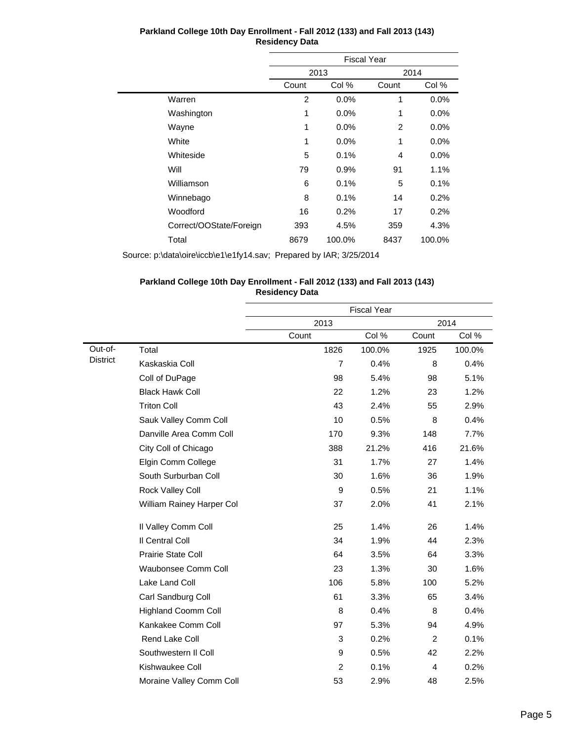**Parkland College 10th Day Enrollment - Fall 2012 (133) and Fall 2013 (143)**
**Residency Data**

| | Fiscal Year | | | |
|---|---|---|---|---|
| | 2013 | | 2014 | |
| | Count | Col % | Count | Col % |
| Warren | 2 | 0.0% | 1 | 0.0% |
| Washington | 1 | 0.0% | 1 | 0.0% |
| Wayne | 1 | 0.0% | 2 | 0.0% |
| White | 1 | 0.0% | 1 | 0.0% |
| Whiteside | 5 | 0.1% | 4 | 0.0% |
| Will | 79 | 0.9% | 91 | 1.1% |
| Williamson | 6 | 0.1% | 5 | 0.1% |
| Winnebago | 8 | 0.1% | 14 | 0.2% |
| Woodford | 16 | 0.2% | 17 | 0.2% |
| Correct/OOState/Foreign | 393 | 4.5% | 359 | 4.3% |
| Total | 8679 | 100.0% | 8437 | 100.0% |

Source: p:\data\oire\iccb\e1\e1fy14.sav; Prepared by IAR; 3/25/2014

**Parkland College 10th Day Enrollment - Fall 2012 (133) and Fall 2013 (143)**
**Residency Data**

| | | Fiscal Year | | | |
|---|---|---|---|---|---|
| | | 2013 | | 2014 | |
| | | Count | Col % | Count | Col % |
| Out-of-District | Total | 1826 | 100.0% | 1925 | 100.0% |
| | Kaskaskia Coll | 7 | 0.4% | 8 | 0.4% |
| | Coll of DuPage | 98 | 5.4% | 98 | 5.1% |
| | Black Hawk Coll | 22 | 1.2% | 23 | 1.2% |
| | Triton Coll | 43 | 2.4% | 55 | 2.9% |
| | Sauk Valley Comm Coll | 10 | 0.5% | 8 | 0.4% |
| | Danville Area Comm Coll | 170 | 9.3% | 148 | 7.7% |
| | City Coll of Chicago | 388 | 21.2% | 416 | 21.6% |
| | Elgin Comm College | 31 | 1.7% | 27 | 1.4% |
| | South Surburban Coll | 30 | 1.6% | 36 | 1.9% |
| | Rock Valley Coll | 9 | 0.5% | 21 | 1.1% |
| | William Rainey Harper Col | 37 | 2.0% | 41 | 2.1% |
| | Il Valley Comm Coll | 25 | 1.4% | 26 | 1.4% |
| | Il Central Coll | 34 | 1.9% | 44 | 2.3% |
| | Prairie State Coll | 64 | 3.5% | 64 | 3.3% |
| | Waubonsee Comm Coll | 23 | 1.3% | 30 | 1.6% |
| | Lake Land Coll | 106 | 5.8% | 100 | 5.2% |
| | Carl Sandburg Coll | 61 | 3.3% | 65 | 3.4% |
| | Highland Coomm Coll | 8 | 0.4% | 8 | 0.4% |
| | Kankakee Comm Coll | 97 | 5.3% | 94 | 4.9% |
| | Rend Lake Coll | 3 | 0.2% | 2 | 0.1% |
| | Southwestern Il Coll | 9 | 0.5% | 42 | 2.2% |
| | Kishwaukee Coll | 2 | 0.1% | 4 | 0.2% |
| | Moraine Valley Comm Coll | 53 | 2.9% | 48 | 2.5% |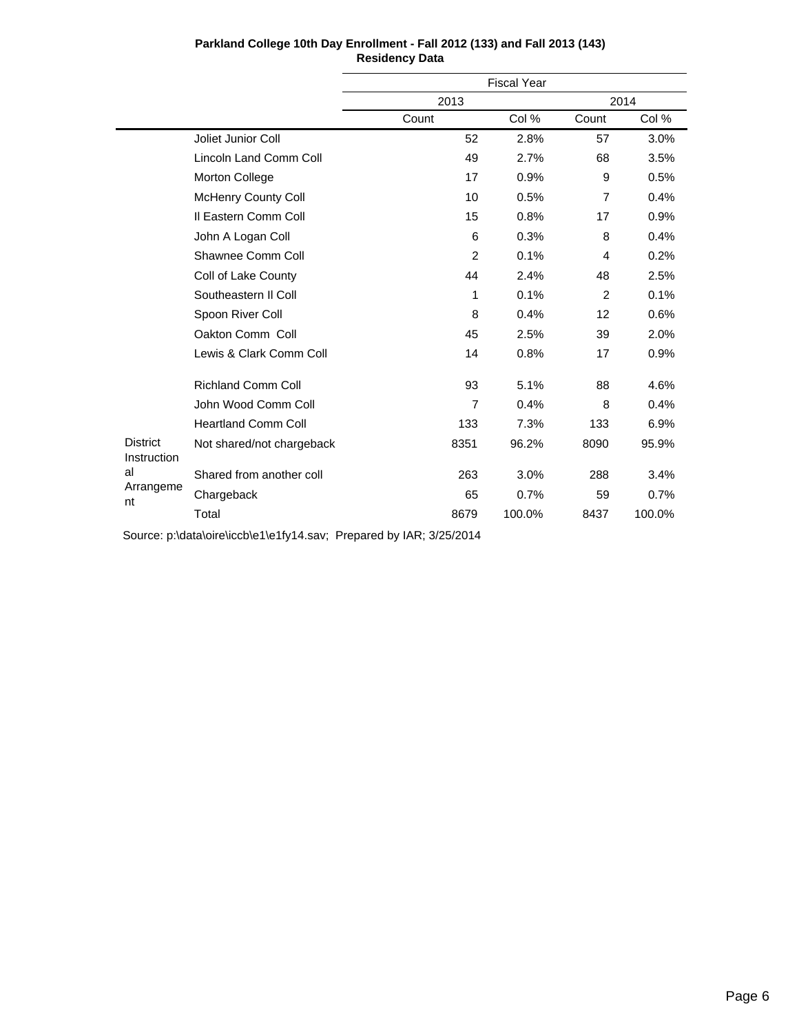**Parkland College 10th Day Enrollment - Fall 2012 (133) and Fall 2013 (143)**
**Residency Data**

| | | Fiscal Year | | | |
|---|---|---|---|---|---|
| | | 2013 | | 2014 | |
| | | Count | Col % | Count | Col % |
| | Joliet Junior Coll | 52 | 2.8% | 57 | 3.0% |
| | Lincoln Land Comm Coll | 49 | 2.7% | 68 | 3.5% |
| | Morton College | 17 | 0.9% | 9 | 0.5% |
| | McHenry County Coll | 10 | 0.5% | 7 | 0.4% |
| | Il Eastern Comm Coll | 15 | 0.8% | 17 | 0.9% |
| | John A Logan Coll | 6 | 0.3% | 8 | 0.4% |
| | Shawnee Comm Coll | 2 | 0.1% | 4 | 0.2% |
| | Coll of Lake County | 44 | 2.4% | 48 | 2.5% |
| | Southeastern Il Coll | 1 | 0.1% | 2 | 0.1% |
| | Spoon River Coll | 8 | 0.4% | 12 | 0.6% |
| | Oakton Comm Coll | 45 | 2.5% | 39 | 2.0% |
| | Lewis & Clark Comm Coll | 14 | 0.8% | 17 | 0.9% |
| | Richland Comm Coll | 93 | 5.1% | 88 | 4.6% |
| | John Wood Comm Coll | 7 | 0.4% | 8 | 0.4% |
| | Heartland Comm Coll | 133 | 7.3% | 133 | 6.9% |
| District Instructional Arrangement | Not shared/not chargeback | 8351 | 96.2% | 8090 | 95.9% |
| | Shared from another coll | 263 | 3.0% | 288 | 3.4% |
| | Chargeback | 65 | 0.7% | 59 | 0.7% |
| | Total | 8679 | 100.0% | 8437 | 100.0% |

Source: p:\data\oire\iccb\e1\e1fy14.sav; Prepared by IAR; 3/25/2014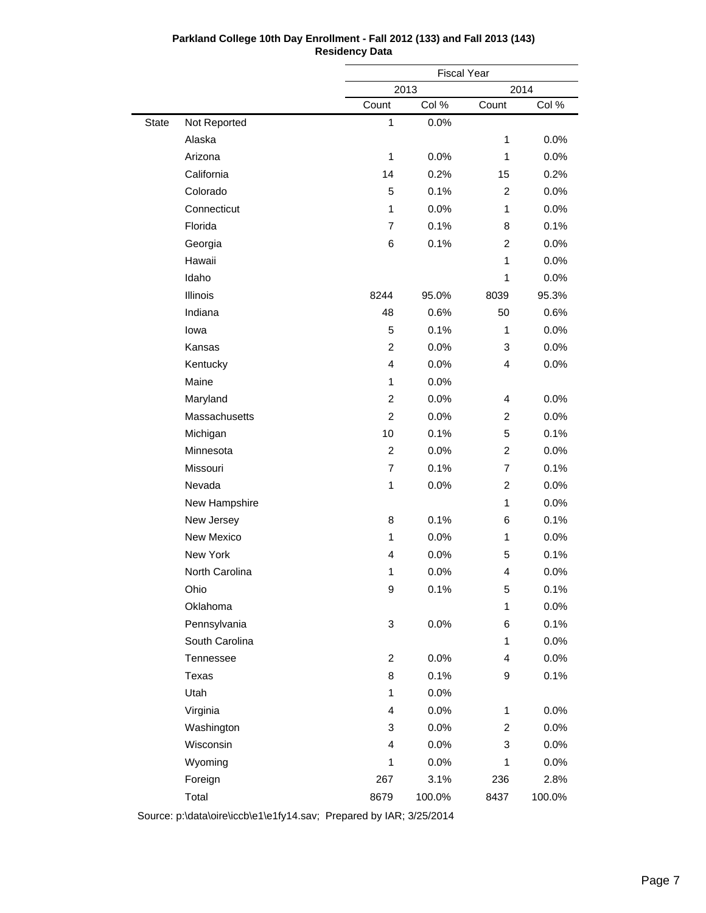**Parkland College 10th Day Enrollment - Fall 2012 (133) and Fall 2013 (143)**
**Residency Data**

| | | Fiscal Year | | | |
|---|---|---|---|---|---|
| | | 2013 | | 2014 | |
| | | Count | Col % | Count | Col % |
| State | Not Reported | 1 | 0.0% | | |
| | Alaska | | | 1 | 0.0% |
| | Arizona | 1 | 0.0% | 1 | 0.0% |
| | California | 14 | 0.2% | 15 | 0.2% |
| | Colorado | 5 | 0.1% | 2 | 0.0% |
| | Connecticut | 1 | 0.0% | 1 | 0.0% |
| | Florida | 7 | 0.1% | 8 | 0.1% |
| | Georgia | 6 | 0.1% | 2 | 0.0% |
| | Hawaii | | | 1 | 0.0% |
| | Idaho | | | 1 | 0.0% |
| | Illinois | 8244 | 95.0% | 8039 | 95.3% |
| | Indiana | 48 | 0.6% | 50 | 0.6% |
| | Iowa | 5 | 0.1% | 1 | 0.0% |
| | Kansas | 2 | 0.0% | 3 | 0.0% |
| | Kentucky | 4 | 0.0% | 4 | 0.0% |
| | Maine | 1 | 0.0% | | |
| | Maryland | 2 | 0.0% | 4 | 0.0% |
| | Massachusetts | 2 | 0.0% | 2 | 0.0% |
| | Michigan | 10 | 0.1% | 5 | 0.1% |
| | Minnesota | 2 | 0.0% | 2 | 0.0% |
| | Missouri | 7 | 0.1% | 7 | 0.1% |
| | Nevada | 1 | 0.0% | 2 | 0.0% |
| | New Hampshire | | | 1 | 0.0% |
| | New Jersey | 8 | 0.1% | 6 | 0.1% |
| | New Mexico | 1 | 0.0% | 1 | 0.0% |
| | New York | 4 | 0.0% | 5 | 0.1% |
| | North Carolina | 1 | 0.0% | 4 | 0.0% |
| | Ohio | 9 | 0.1% | 5 | 0.1% |
| | Oklahoma | | | 1 | 0.0% |
| | Pennsylvania | 3 | 0.0% | 6 | 0.1% |
| | South Carolina | | | 1 | 0.0% |
| | Tennessee | 2 | 0.0% | 4 | 0.0% |
| | Texas | 8 | 0.1% | 9 | 0.1% |
| | Utah | 1 | 0.0% | | |
| | Virginia | 4 | 0.0% | 1 | 0.0% |
| | Washington | 3 | 0.0% | 2 | 0.0% |
| | Wisconsin | 4 | 0.0% | 3 | 0.0% |
| | Wyoming | 1 | 0.0% | 1 | 0.0% |
| | Foreign | 267 | 3.1% | 236 | 2.8% |
| | Total | 8679 | 100.0% | 8437 | 100.0% |

Source: p:\data\oire\iccb\e1\e1fy14.sav; Prepared by IAR; 3/25/2014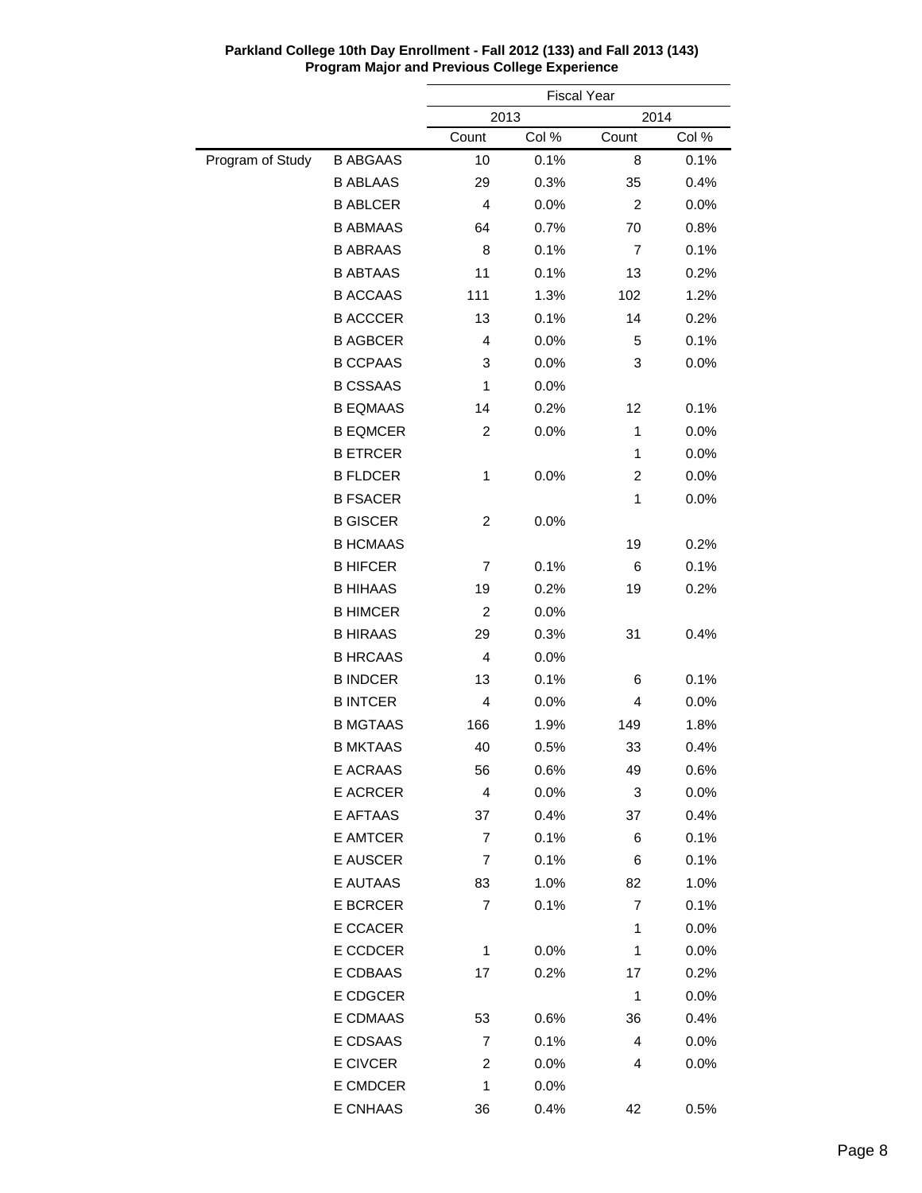**Parkland College 10th Day Enrollment - Fall 2012 (133) and Fall 2013 (143)**
**Program Major and Previous College Experience**

| | | Fiscal Year | | | |
|---|---|---|---|---|---|
| | | 2013 | | 2014 | |
| | | Count | Col % | Count | Col % |
| Program of Study | B ABGAAS | 10 | 0.1% | 8 | 0.1% |
| | B ABLAAS | 29 | 0.3% | 35 | 0.4% |
| | B ABLCER | 4 | 0.0% | 2 | 0.0% |
| | B ABMAAS | 64 | 0.7% | 70 | 0.8% |
| | B ABRAAS | 8 | 0.1% | 7 | 0.1% |
| | B ABTAAS | 11 | 0.1% | 13 | 0.2% |
| | B ACCAAS | 111 | 1.3% | 102 | 1.2% |
| | B ACCCER | 13 | 0.1% | 14 | 0.2% |
| | B AGBCER | 4 | 0.0% | 5 | 0.1% |
| | B CCPAAS | 3 | 0.0% | 3 | 0.0% |
| | B CSSAAS | 1 | 0.0% | | |
| | B EQMAAS | 14 | 0.2% | 12 | 0.1% |
| | B EQMCER | 2 | 0.0% | 1 | 0.0% |
| | B ETRCER | | | 1 | 0.0% |
| | B FLDCER | 1 | 0.0% | 2 | 0.0% |
| | B FSACER | | | 1 | 0.0% |
| | B GISCER | 2 | 0.0% | | |
| | B HCMAAS | | | 19 | 0.2% |
| | B HIFCER | 7 | 0.1% | 6 | 0.1% |
| | B HIHAAS | 19 | 0.2% | 19 | 0.2% |
| | B HIMCER | 2 | 0.0% | | |
| | B HIRAAS | 29 | 0.3% | 31 | 0.4% |
| | B HRCAAS | 4 | 0.0% | | |
| | B INDCER | 13 | 0.1% | 6 | 0.1% |
| | B INTCER | 4 | 0.0% | 4 | 0.0% |
| | B MGTAAS | 166 | 1.9% | 149 | 1.8% |
| | B MKTAAS | 40 | 0.5% | 33 | 0.4% |
| | E ACRAAS | 56 | 0.6% | 49 | 0.6% |
| | E ACRCER | 4 | 0.0% | 3 | 0.0% |
| | E AFTAAS | 37 | 0.4% | 37 | 0.4% |
| | E AMTCER | 7 | 0.1% | 6 | 0.1% |
| | E AUSCER | 7 | 0.1% | 6 | 0.1% |
| | E AUTAAS | 83 | 1.0% | 82 | 1.0% |
| | E BCRCER | 7 | 0.1% | 7 | 0.1% |
| | E CCACER | | | 1 | 0.0% |
| | E CCDCER | 1 | 0.0% | 1 | 0.0% |
| | E CDBAAS | 17 | 0.2% | 17 | 0.2% |
| | E CDGCER | | | 1 | 0.0% |
| | E CDMAAS | 53 | 0.6% | 36 | 0.4% |
| | E CDSAAS | 7 | 0.1% | 4 | 0.0% |
| | E CIVCER | 2 | 0.0% | 4 | 0.0% |
| | E CMDCER | 1 | 0.0% | | |
| | E CNHAAS | 36 | 0.4% | 42 | 0.5% |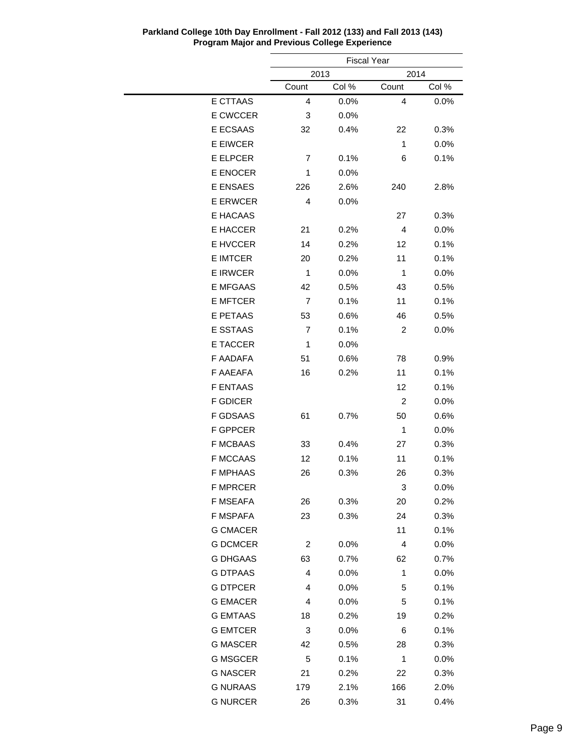**Parkland College 10th Day Enrollment - Fall 2012 (133) and Fall 2013 (143)**
**Program Major and Previous College Experience**

| | Fiscal Year | | | |
|---|---|---|---|---|
| | 2013 | | 2014 | |
| | Count | Col % | Count | Col % |
| E CTTAAS | 4 | 0.0% | 4 | 0.0% |
| E CWCCER | 3 | 0.0% | | |
| E ECSAAS | 32 | 0.4% | 22 | 0.3% |
| E EIWCER | | | 1 | 0.0% |
| E ELPCER | 7 | 0.1% | 6 | 0.1% |
| E ENOCER | 1 | 0.0% | | |
| E ENSAES | 226 | 2.6% | 240 | 2.8% |
| E ERWCER | 4 | 0.0% | | |
| E HACAAS | | | 27 | 0.3% |
| E HACCER | 21 | 0.2% | 4 | 0.0% |
| E HVCCER | 14 | 0.2% | 12 | 0.1% |
| E IMTCER | 20 | 0.2% | 11 | 0.1% |
| E IRWCER | 1 | 0.0% | 1 | 0.0% |
| E MFGAAS | 42 | 0.5% | 43 | 0.5% |
| E MFTCER | 7 | 0.1% | 11 | 0.1% |
| E PETAAS | 53 | 0.6% | 46 | 0.5% |
| E SSTAAS | 7 | 0.1% | 2 | 0.0% |
| E TACCER | 1 | 0.0% | | |
| F AADAFA | 51 | 0.6% | 78 | 0.9% |
| F AAEAFA | 16 | 0.2% | 11 | 0.1% |
| F ENTAAS | | | 12 | 0.1% |
| F GDICER | | | 2 | 0.0% |
| F GDSAAS | 61 | 0.7% | 50 | 0.6% |
| F GPPCER | | | 1 | 0.0% |
| F MCBAAS | 33 | 0.4% | 27 | 0.3% |
| F MCCAAS | 12 | 0.1% | 11 | 0.1% |
| F MPHAAS | 26 | 0.3% | 26 | 0.3% |
| F MPRCER | | | 3 | 0.0% |
| F MSEAFA | 26 | 0.3% | 20 | 0.2% |
| F MSPAFA | 23 | 0.3% | 24 | 0.3% |
| G CMACER | | | 11 | 0.1% |
| G DCMCER | 2 | 0.0% | 4 | 0.0% |
| G DHGAAS | 63 | 0.7% | 62 | 0.7% |
| G DTPAAS | 4 | 0.0% | 1 | 0.0% |
| G DTPCER | 4 | 0.0% | 5 | 0.1% |
| G EMACER | 4 | 0.0% | 5 | 0.1% |
| G EMTAAS | 18 | 0.2% | 19 | 0.2% |
| G EMTCER | 3 | 0.0% | 6 | 0.1% |
| G MASCER | 42 | 0.5% | 28 | 0.3% |
| G MSGCER | 5 | 0.1% | 1 | 0.0% |
| G NASCER | 21 | 0.2% | 22 | 0.3% |
| G NURAAS | 179 | 2.1% | 166 | 2.0% |
| G NURCER | 26 | 0.3% | 31 | 0.4% |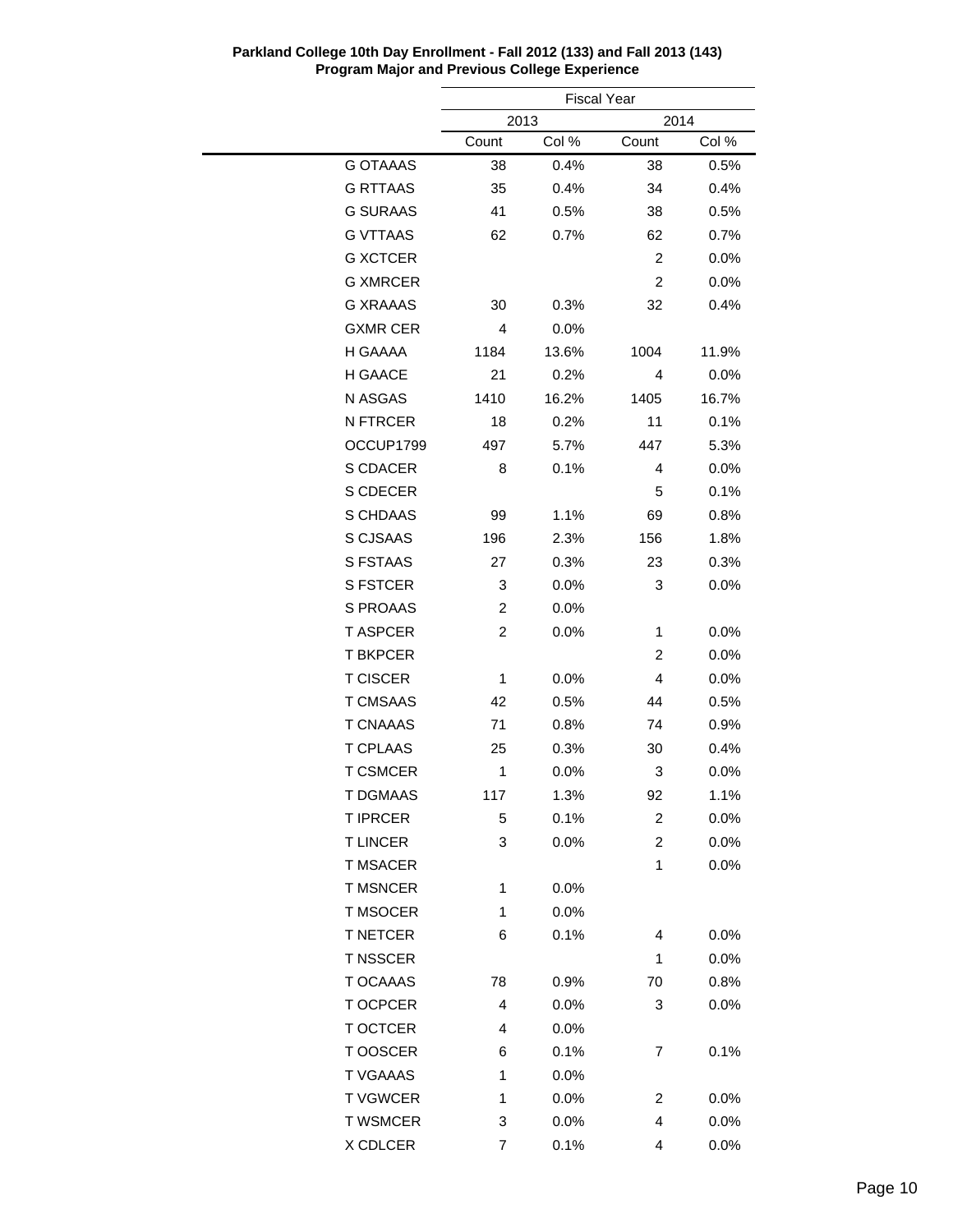**Parkland College 10th Day Enrollment - Fall 2012 (133) and Fall 2013 (143)**
**Program Major and Previous College Experience**

| | Fiscal Year | | | |
|---|---|---|---|---|
| | 2013 | | 2014 | |
| | Count | Col % | Count | Col % |
| G OTAAAS | 38 | 0.4% | 38 | 0.5% |
| G RTTAAS | 35 | 0.4% | 34 | 0.4% |
| G SURAAS | 41 | 0.5% | 38 | 0.5% |
| G VTTAAS | 62 | 0.7% | 62 | 0.7% |
| G XCTCER | | | 2 | 0.0% |
| G XMRCER | | | 2 | 0.0% |
| G XRAAAS | 30 | 0.3% | 32 | 0.4% |
| GXMR CER | 4 | 0.0% | | |
| H GAAAA | 1184 | 13.6% | 1004 | 11.9% |
| H GAACE | 21 | 0.2% | 4 | 0.0% |
| N ASGAS | 1410 | 16.2% | 1405 | 16.7% |
| N FTRCER | 18 | 0.2% | 11 | 0.1% |
| OCCUP1799 | 497 | 5.7% | 447 | 5.3% |
| S CDACER | 8 | 0.1% | 4 | 0.0% |
| S CDECER | | | 5 | 0.1% |
| S CHDAAS | 99 | 1.1% | 69 | 0.8% |
| S CJSAAS | 196 | 2.3% | 156 | 1.8% |
| S FSTAAS | 27 | 0.3% | 23 | 0.3% |
| S FSTCER | 3 | 0.0% | 3 | 0.0% |
| S PROAAS | 2 | 0.0% | | |
| T ASPCER | 2 | 0.0% | 1 | 0.0% |
| T BKPCER | | | 2 | 0.0% |
| T CISCER | 1 | 0.0% | 4 | 0.0% |
| T CMSAAS | 42 | 0.5% | 44 | 0.5% |
| T CNAAAS | 71 | 0.8% | 74 | 0.9% |
| T CPLAAS | 25 | 0.3% | 30 | 0.4% |
| T CSMCER | 1 | 0.0% | 3 | 0.0% |
| T DGMAAS | 117 | 1.3% | 92 | 1.1% |
| T IPRCER | 5 | 0.1% | 2 | 0.0% |
| T LINCER | 3 | 0.0% | 2 | 0.0% |
| T MSACER | | | 1 | 0.0% |
| T MSNCER | 1 | 0.0% | | |
| T MSOCER | 1 | 0.0% | | |
| T NETCER | 6 | 0.1% | 4 | 0.0% |
| T NSSCER | | | 1 | 0.0% |
| T OCAAAS | 78 | 0.9% | 70 | 0.8% |
| T OCPCER | 4 | 0.0% | 3 | 0.0% |
| T OCTCER | 4 | 0.0% | | |
| T OOSCER | 6 | 0.1% | 7 | 0.1% |
| T VGAAAS | 1 | 0.0% | | |
| T VGWCER | 1 | 0.0% | 2 | 0.0% |
| T WSMCER | 3 | 0.0% | 4 | 0.0% |
| X CDLCER | 7 | 0.1% | 4 | 0.0% |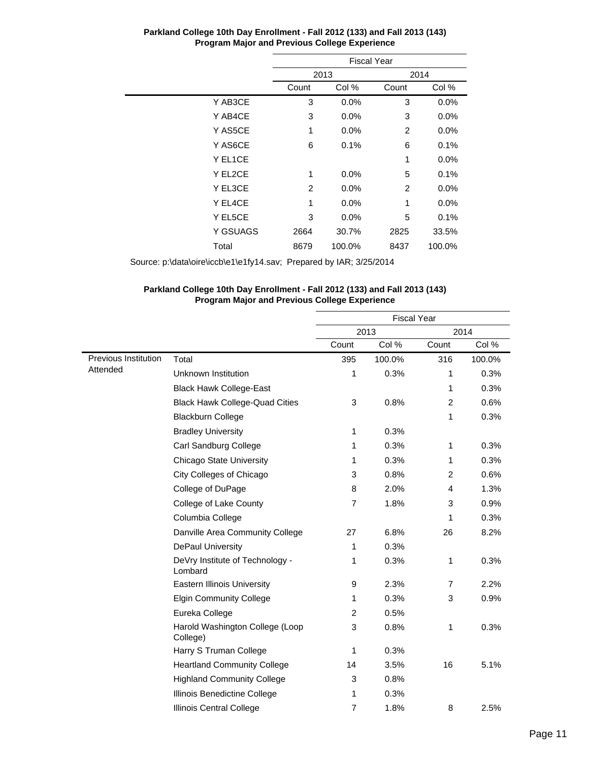**Parkland College 10th Day Enrollment - Fall 2012 (133) and Fall 2013 (143)**
**Program Major and Previous College Experience**

| | Fiscal Year | | | |
|---|---|---|---|---|
| | 2013 | | 2014 | |
| | Count | Col % | Count | Col % |
| Y AB3CE | 3 | 0.0% | 3 | 0.0% |
| Y AB4CE | 3 | 0.0% | 3 | 0.0% |
| Y AS5CE | 1 | 0.0% | 2 | 0.0% |
| Y AS6CE | 6 | 0.1% | 6 | 0.1% |
| Y EL1CE | | | 1 | 0.0% |
| Y EL2CE | 1 | 0.0% | 5 | 0.1% |
| Y EL3CE | 2 | 0.0% | 2 | 0.0% |
| Y EL4CE | 1 | 0.0% | 1 | 0.0% |
| Y EL5CE | 3 | 0.0% | 5 | 0.1% |
| Y GSUAGS | 2664 | 30.7% | 2825 | 33.5% |
| Total | 8679 | 100.0% | 8437 | 100.0% |

Source: p:\data\oire\iccb\e1\e1fy14.sav; Prepared by IAR; 3/25/2014

**Parkland College 10th Day Enrollment - Fall 2012 (133) and Fall 2013 (143)**
**Program Major and Previous College Experience**

| | | Fiscal Year | | | |
|---|---|---|---|---|---|
| | | 2013 | | 2014 | |
| | | Count | Col % | Count | Col % |
| Previous Institution Attended | Total | 395 | 100.0% | 316 | 100.0% |
| | Unknown Institution | 1 | 0.3% | 1 | 0.3% |
| | Black Hawk College-East | | | 1 | 0.3% |
| | Black Hawk College-Quad Cities | 3 | 0.8% | 2 | 0.6% |
| | Blackburn College | | | 1 | 0.3% |
| | Bradley University | 1 | 0.3% | | |
| | Carl Sandburg College | 1 | 0.3% | 1 | 0.3% |
| | Chicago State University | 1 | 0.3% | 1 | 0.3% |
| | City Colleges of Chicago | 3 | 0.8% | 2 | 0.6% |
| | College of DuPage | 8 | 2.0% | 4 | 1.3% |
| | College of Lake County | 7 | 1.8% | 3 | 0.9% |
| | Columbia College | | | 1 | 0.3% |
| | Danville Area Community College | 27 | 6.8% | 26 | 8.2% |
| | DePaul University | 1 | 0.3% | | |
| | DeVry Institute of Technology - Lombard | 1 | 0.3% | 1 | 0.3% |
| | Eastern Illinois University | 9 | 2.3% | 7 | 2.2% |
| | Elgin Community College | 1 | 0.3% | 3 | 0.9% |
| | Eureka College | 2 | 0.5% | | |
| | Harold Washington College (Loop College) | 3 | 0.8% | 1 | 0.3% |
| | Harry S Truman College | 1 | 0.3% | | |
| | Heartland Community College | 14 | 3.5% | 16 | 5.1% |
| | Highland Community College | 3 | 0.8% | | |
| | Illinois Benedictine College | 1 | 0.3% | | |
| | Illinois Central College | 7 | 1.8% | 8 | 2.5% |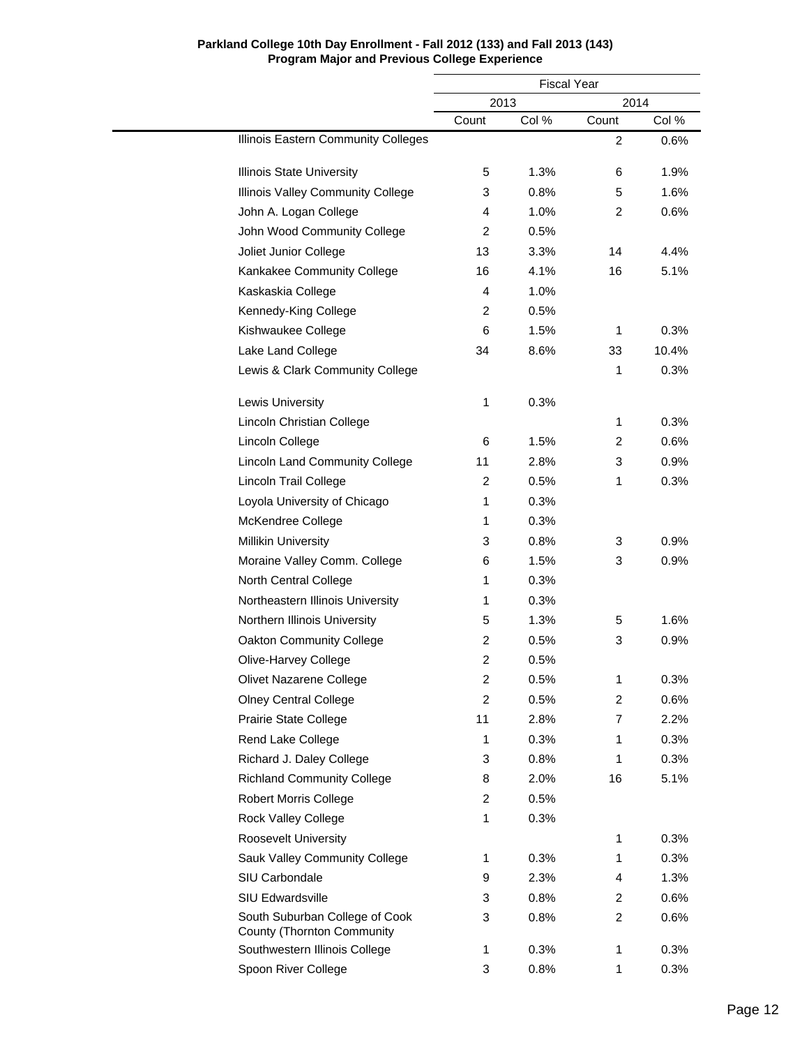**Parkland College 10th Day Enrollment - Fall 2012 (133) and Fall 2013 (143)**
**Program Major and Previous College Experience**

| | Fiscal Year | | | |
|---|---|---|---|---|
| | 2013 | | 2014 | |
| | Count | Col % | Count | Col % |
| Illinois Eastern Community Colleges | | | 2 | 0.6% |
| Illinois State University | 5 | 1.3% | 6 | 1.9% |
| Illinois Valley Community College | 3 | 0.8% | 5 | 1.6% |
| John A. Logan College | 4 | 1.0% | 2 | 0.6% |
| John Wood Community College | 2 | 0.5% | | |
| Joliet Junior College | 13 | 3.3% | 14 | 4.4% |
| Kankakee Community College | 16 | 4.1% | 16 | 5.1% |
| Kaskaskia College | 4 | 1.0% | | |
| Kennedy-King College | 2 | 0.5% | | |
| Kishwaukee College | 6 | 1.5% | 1 | 0.3% |
| Lake Land College | 34 | 8.6% | 33 | 10.4% |
| Lewis & Clark Community College | | | 1 | 0.3% |
| Lewis University | 1 | 0.3% | | |
| Lincoln Christian College | | | 1 | 0.3% |
| Lincoln College | 6 | 1.5% | 2 | 0.6% |
| Lincoln Land Community College | 11 | 2.8% | 3 | 0.9% |
| Lincoln Trail College | 2 | 0.5% | 1 | 0.3% |
| Loyola University of Chicago | 1 | 0.3% | | |
| McKendree College | 1 | 0.3% | | |
| Millikin University | 3 | 0.8% | 3 | 0.9% |
| Moraine Valley Comm. College | 6 | 1.5% | 3 | 0.9% |
| North Central College | 1 | 0.3% | | |
| Northeastern Illinois University | 1 | 0.3% | | |
| Northern Illinois University | 5 | 1.3% | 5 | 1.6% |
| Oakton Community College | 2 | 0.5% | 3 | 0.9% |
| Olive-Harvey College | 2 | 0.5% | | |
| Olivet Nazarene College | 2 | 0.5% | 1 | 0.3% |
| Olney Central College | 2 | 0.5% | 2 | 0.6% |
| Prairie State College | 11 | 2.8% | 7 | 2.2% |
| Rend Lake College | 1 | 0.3% | 1 | 0.3% |
| Richard J. Daley College | 3 | 0.8% | 1 | 0.3% |
| Richland Community College | 8 | 2.0% | 16 | 5.1% |
| Robert Morris College | 2 | 0.5% | | |
| Rock Valley College | 1 | 0.3% | | |
| Roosevelt University | | | 1 | 0.3% |
| Sauk Valley Community College | 1 | 0.3% | 1 | 0.3% |
| SIU Carbondale | 9 | 2.3% | 4 | 1.3% |
| SIU Edwardsville | 3 | 0.8% | 2 | 0.6% |
| South Suburban College of Cook County (Thornton Community | 3 | 0.8% | 2 | 0.6% |
| Southwestern Illinois College | 1 | 0.3% | 1 | 0.3% |
| Spoon River College | 3 | 0.8% | 1 | 0.3% |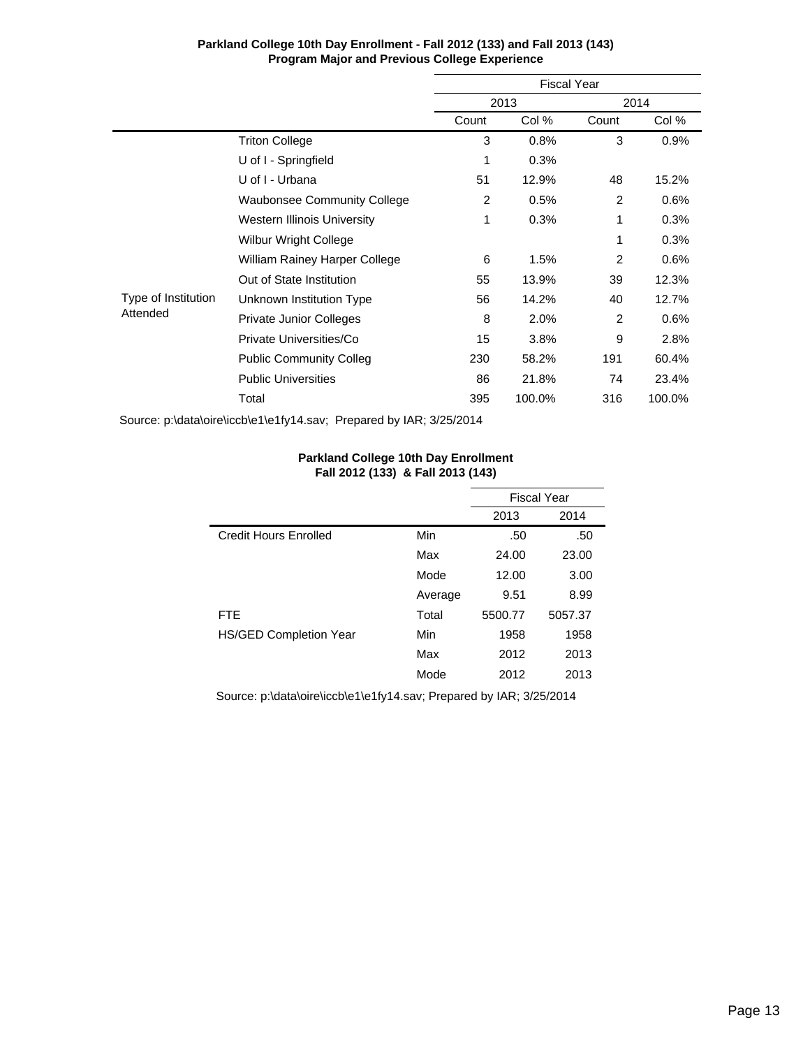**Parkland College 10th Day Enrollment - Fall 2012 (133) and Fall 2013 (143)**
**Program Major and Previous College Experience**

| | | Fiscal Year | | | |
|---|---|---|---|---|---|
| | | 2013 | | 2014 | |
| | | Count | Col % | Count | Col % |
| Type of Institution Attended | Triton College | 3 | 0.8% | 3 | 0.9% |
| | U of I - Springfield | 1 | 0.3% | | |
| | U of I - Urbana | 51 | 12.9% | 48 | 15.2% |
| | Waubonsee Community College | 2 | 0.5% | 2 | 0.6% |
| | Western Illinois University | 1 | 0.3% | 1 | 0.3% |
| | Wilbur Wright College | | | 1 | 0.3% |
| | William Rainey Harper College | 6 | 1.5% | 2 | 0.6% |
| | Out of State Institution | 55 | 13.9% | 39 | 12.3% |
| | Unknown Institution Type | 56 | 14.2% | 40 | 12.7% |
| | Private Junior Colleges | 8 | 2.0% | 2 | 0.6% |
| | Private Universities/Co | 15 | 3.8% | 9 | 2.8% |
| | Public Community Colleg | 230 | 58.2% | 191 | 60.4% |
| | Public Universities | 86 | 21.8% | 74 | 23.4% |
| | Total | 395 | 100.0% | 316 | 100.0% |

Source: p:\data\oire\iccb\e1\e1fy14.sav; Prepared by IAR; 3/25/2014

**Parkland College 10th Day Enrollment**
**Fall 2012 (133) & Fall 2013 (143)**

| | | Fiscal Year | |
|---|---|---|---|
| | | 2013 | 2014 |
| Credit Hours Enrolled | Min | .50 | .50 |
| | Max | 24.00 | 23.00 |
| | Mode | 12.00 | 3.00 |
| | Average | 9.51 | 8.99 |
| FTE | Total | 5500.77 | 5057.37 |
| HS/GED Completion Year | Min | 1958 | 1958 |
| | Max | 2012 | 2013 |
| | Mode | 2012 | 2013 |

Source: p:\data\oire\iccb\e1\e1fy14.sav; Prepared by IAR; 3/25/2014